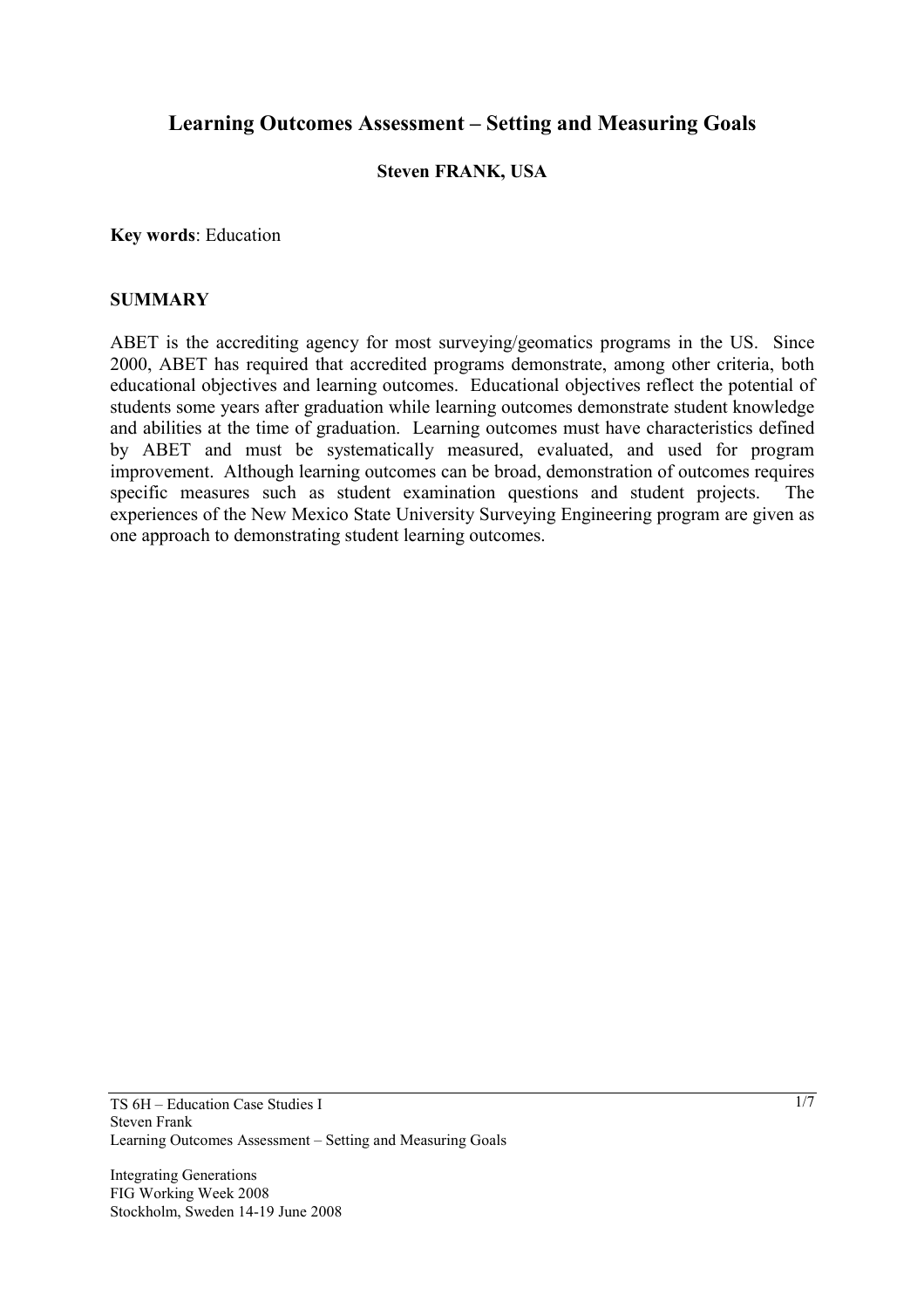# Learning Outcomes Assessment – Setting and Measuring Goals

**Steven FRANK, USA**

**Key words**: Education

## SUMMARY

ABET is the accrediting agency for most surveying/geomatics programs in the US. Since 2000, ABET has required that accredited programs demonstrate, among other criteria, both educational objectives and learning outcomes. Educational objectives reflect the potential of students some years after graduation while learning outcomes demonstrate student knowledge and abilities at the time of graduation. Learning outcomes must have characteristics defined by ABET and must be systematically measured, evaluated, and used for program improvement. Although learning outcomes can be broad, demonstration of outcomes requires specific measures such as student examination questions and student projects. The experiences of the New Mexico State University Surveying Engineering program are given as one approach to demonstrating student learning outcomes.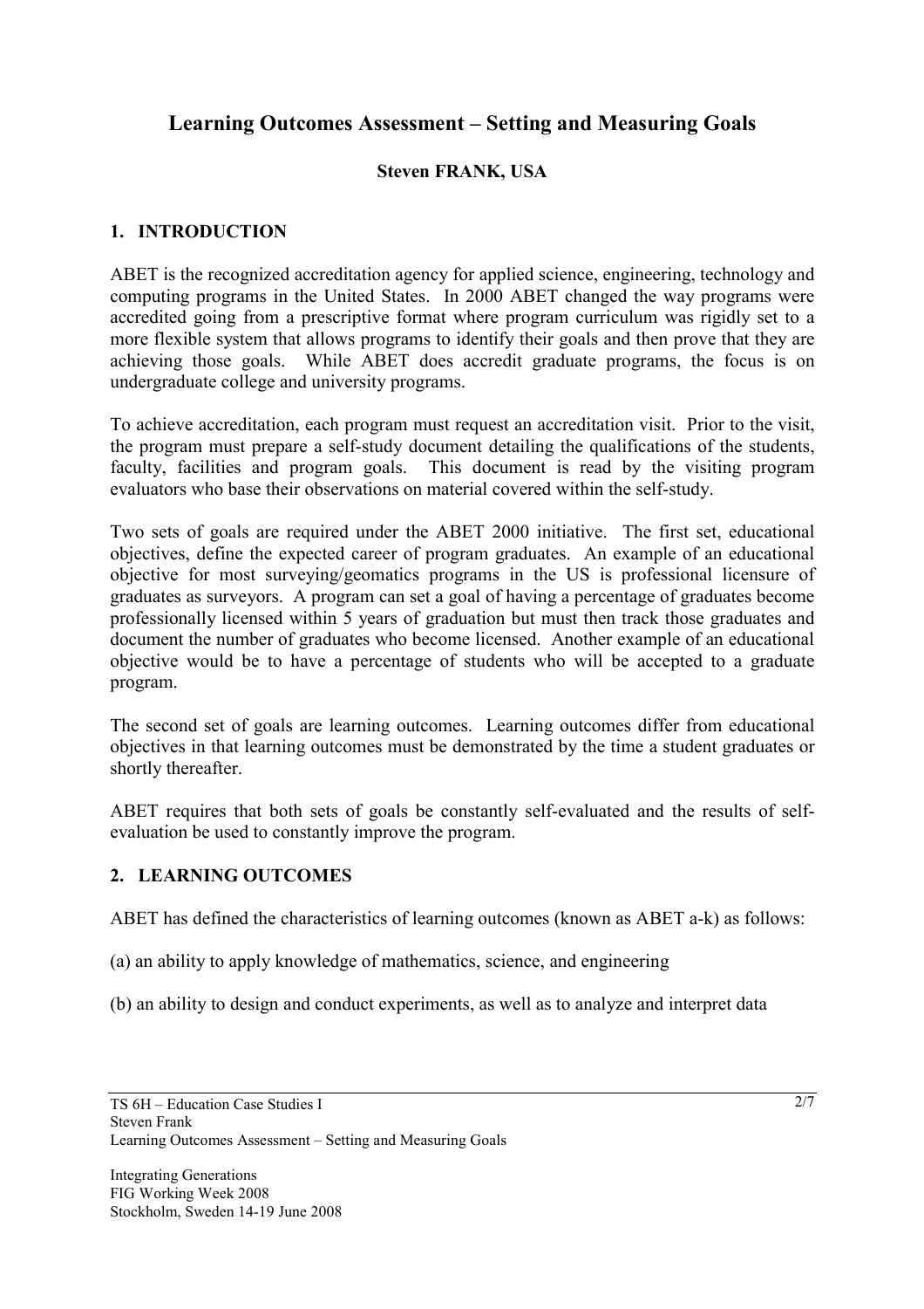# Learning Outcomes Assessment – Setting and Measuring Goals

**Steven FRANK, USA**

## 1. INTRODUCTION

ABET is the recognized accreditation agency for applied science, engineering, technology and computing programs in the United States. In 2000 ABET changed the way programs were accredited going from a prescriptive format where program curriculum was rigidly set to a more flexible system that allows programs to identify their goals and then prove that they are achieving those goals. While ABET does accredit graduate programs, the focus is on undergraduate college and university programs.

To achieve accreditation, each program must request an accreditation visit. Prior to the visit, the program must prepare a self-study document detailing the qualifications of the students, faculty, facilities and program goals. This document is read by the visiting program evaluators who base their observations on material covered within the self-study.

Two sets of goals are required under the ABET 2000 initiative. The first set, educational objectives, define the expected career of program graduates. An example of an educational objective for most surveying/geomatics programs in the US is professional licensure of graduates as surveyors. A program can set a goal of having a percentage of graduates become professionally licensed within 5 years of graduation but must then track those graduates and document the number of graduates who become licensed. Another example of an educational objective would be to have a percentage of students who will be accepted to a graduate program.

The second set of goals are learning outcomes. Learning outcomes differ from educational objectives in that learning outcomes must be demonstrated by the time a student graduates or shortly thereafter.

ABET requires that both sets of goals be constantly self-evaluated and the results of self-evaluation be used to constantly improve the program.

## 2. LEARNING OUTCOMES

ABET has defined the characteristics of learning outcomes (known as ABET a-k) as follows:

(a) an ability to apply knowledge of mathematics, science, and engineering

(b) an ability to design and conduct experiments, as well as to analyze and interpret data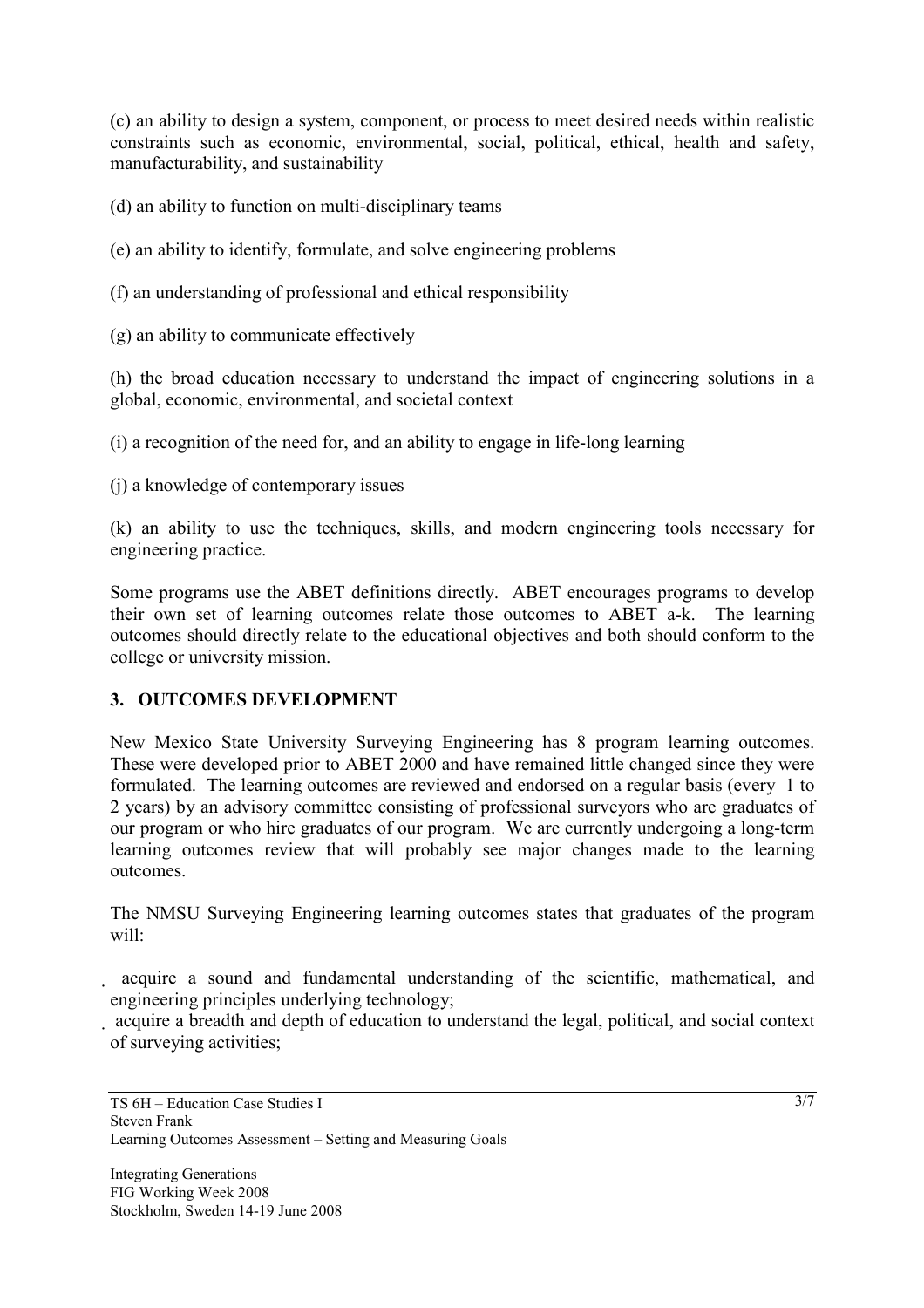(c) an ability to design a system, component, or process to meet desired needs within realistic constraints such as economic, environmental, social, political, ethical, health and safety, manufacturability, and sustainability

(d) an ability to function on multi-disciplinary teams

(e) an ability to identify, formulate, and solve engineering problems

(f) an understanding of professional and ethical responsibility

(g) an ability to communicate effectively

(h) the broad education necessary to understand the impact of engineering solutions in a global, economic, environmental, and societal context

(i) a recognition of the need for, and an ability to engage in life-long learning

(j) a knowledge of contemporary issues

(k) an ability to use the techniques, skills, and modern engineering tools necessary for engineering practice.

Some programs use the ABET definitions directly. ABET encourages programs to develop their own set of learning outcomes relate those outcomes to ABET a-k. The learning outcomes should directly relate to the educational objectives and both should conform to the college or university mission.

## 3. OUTCOMES DEVELOPMENT

New Mexico State University Surveying Engineering has 8 program learning outcomes. These were developed prior to ABET 2000 and have remained little changed since they were formulated. The learning outcomes are reviewed and endorsed on a regular basis (every 1 to 2 years) by an advisory committee consisting of professional surveyors who are graduates of our program or who hire graduates of our program. We are currently undergoing a long-term learning outcomes review that will probably see major changes made to the learning outcomes.

The NMSU Surveying Engineering learning outcomes states that graduates of the program will:

- acquire a sound and fundamental understanding of the scientific, mathematical, and engineering principles underlying technology;
- acquire a breadth and depth of education to understand the legal, political, and social context of surveying activities;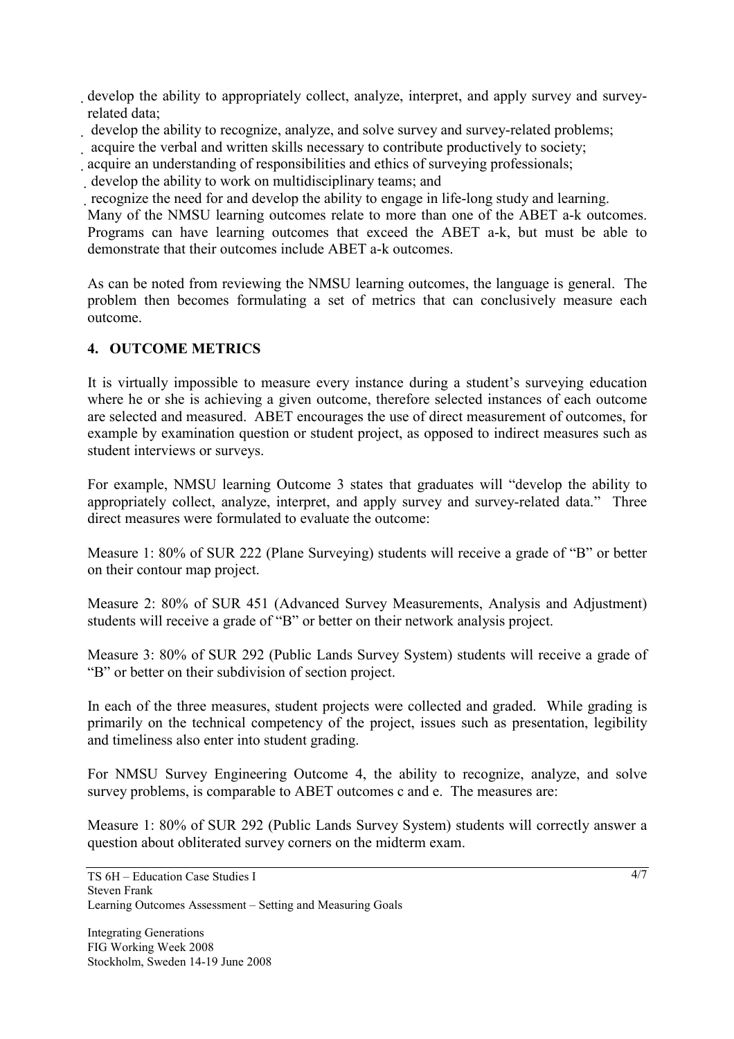- develop the ability to appropriately collect, analyze, interpret, and apply survey and survey-related data;
- develop the ability to recognize, analyze, and solve survey and survey-related problems;
- acquire the verbal and written skills necessary to contribute productively to society;
- acquire an understanding of responsibilities and ethics of surveying professionals;
- develop the ability to work on multidisciplinary teams; and
- recognize the need for and develop the ability to engage in life-long study and learning.

Many of the NMSU learning outcomes relate to more than one of the ABET a-k outcomes. Programs can have learning outcomes that exceed the ABET a-k, but must be able to demonstrate that their outcomes include ABET a-k outcomes.

As can be noted from reviewing the NMSU learning outcomes, the language is general. The problem then becomes formulating a set of metrics that can conclusively measure each outcome.

## 4. OUTCOME METRICS

It is virtually impossible to measure every instance during a student's surveying education where he or she is achieving a given outcome, therefore selected instances of each outcome are selected and measured. ABET encourages the use of direct measurement of outcomes, for example by examination question or student project, as opposed to indirect measures such as student interviews or surveys.

For example, NMSU learning Outcome 3 states that graduates will "develop the ability to appropriately collect, analyze, interpret, and apply survey and survey-related data." Three direct measures were formulated to evaluate the outcome:

Measure 1: 80% of SUR 222 (Plane Surveying) students will receive a grade of "B" or better on their contour map project.

Measure 2: 80% of SUR 451 (Advanced Survey Measurements, Analysis and Adjustment) students will receive a grade of "B" or better on their network analysis project.

Measure 3: 80% of SUR 292 (Public Lands Survey System) students will receive a grade of "B" or better on their subdivision of section project.

In each of the three measures, student projects were collected and graded. While grading is primarily on the technical competency of the project, issues such as presentation, legibility and timeliness also enter into student grading.

For NMSU Survey Engineering Outcome 4, the ability to recognize, analyze, and solve survey problems, is comparable to ABET outcomes c and e. The measures are:

Measure 1: 80% of SUR 292 (Public Lands Survey System) students will correctly answer a question about obliterated survey corners on the midterm exam.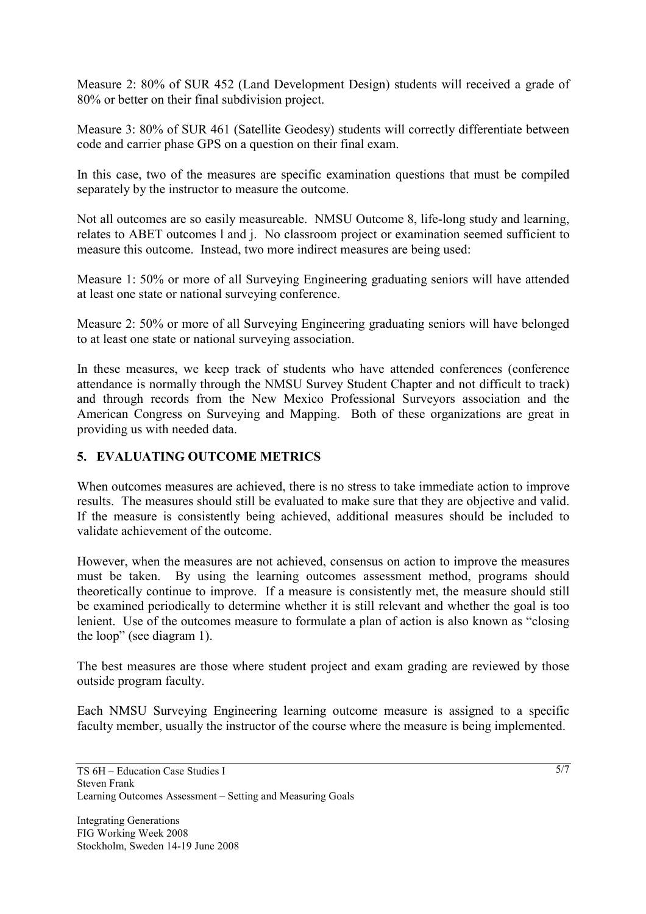Measure 2: 80% of SUR 452 (Land Development Design) students will received a grade of 80% or better on their final subdivision project.

Measure 3: 80% of SUR 461 (Satellite Geodesy) students will correctly differentiate between code and carrier phase GPS on a question on their final exam.

In this case, two of the measures are specific examination questions that must be compiled separately by the instructor to measure the outcome.

Not all outcomes are so easily measureable. NMSU Outcome 8, life-long study and learning, relates to ABET outcomes l and j. No classroom project or examination seemed sufficient to measure this outcome. Instead, two more indirect measures are being used:

Measure 1: 50% or more of all Surveying Engineering graduating seniors will have attended at least one state or national surveying conference.

Measure 2: 50% or more of all Surveying Engineering graduating seniors will have belonged to at least one state or national surveying association.

In these measures, we keep track of students who have attended conferences (conference attendance is normally through the NMSU Survey Student Chapter and not difficult to track) and through records from the New Mexico Professional Surveyors association and the American Congress on Surveying and Mapping. Both of these organizations are great in providing us with needed data.

## 5. EVALUATING OUTCOME METRICS

When outcomes measures are achieved, there is no stress to take immediate action to improve results. The measures should still be evaluated to make sure that they are objective and valid. If the measure is consistently being achieved, additional measures should be included to validate achievement of the outcome.

However, when the measures are not achieved, consensus on action to improve the measures must be taken. By using the learning outcomes assessment method, programs should theoretically continue to improve. If a measure is consistently met, the measure should still be examined periodically to determine whether it is still relevant and whether the goal is too lenient. Use of the outcomes measure to formulate a plan of action is also known as "closing the loop" (see diagram 1).

The best measures are those where student project and exam grading are reviewed by those outside program faculty.

Each NMSU Surveying Engineering learning outcome measure is assigned to a specific faculty member, usually the instructor of the course where the measure is being implemented.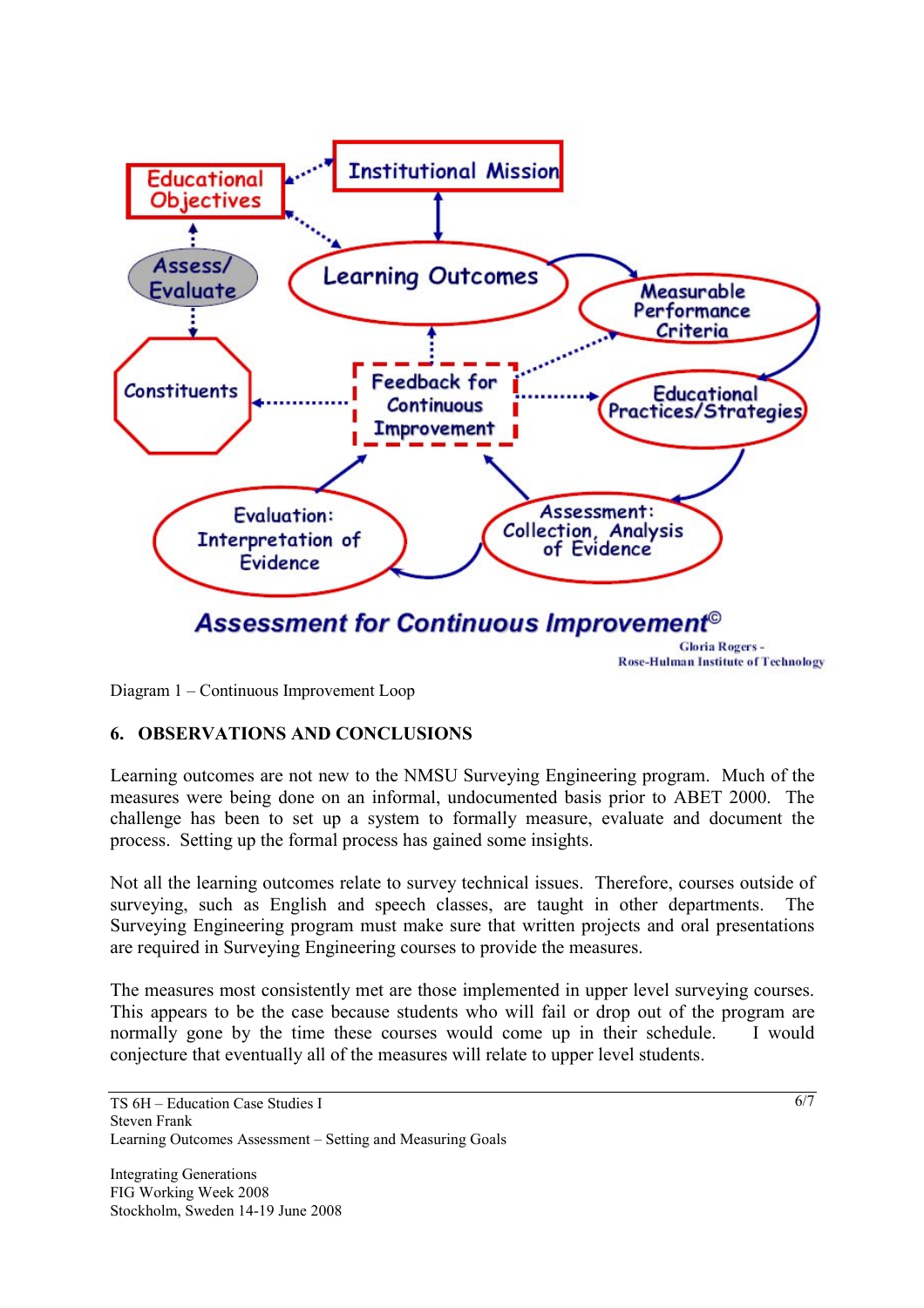Diagram 1 – Continuous Improvement Loop

## 6. OBSERVATIONS AND CONCLUSIONS

Learning outcomes are not new to the NMSU Surveying Engineering program. Much of the measures were being done on an informal, undocumented basis prior to ABET 2000. The challenge has been to set up a system to formally measure, evaluate and document the process. Setting up the formal process has gained some insights.

Not all the learning outcomes relate to survey technical issues. Therefore, courses outside of surveying, such as English and speech classes, are taught in other departments. The Surveying Engineering program must make sure that written projects and oral presentations are required in Surveying Engineering courses to provide the measures.

The measures most consistently met are those implemented in upper level surveying courses. This appears to be the case because students who will fail or drop out of the program are normally gone by the time these courses would come up in their schedule. I would conjecture that eventually all of the measures will relate to upper level students.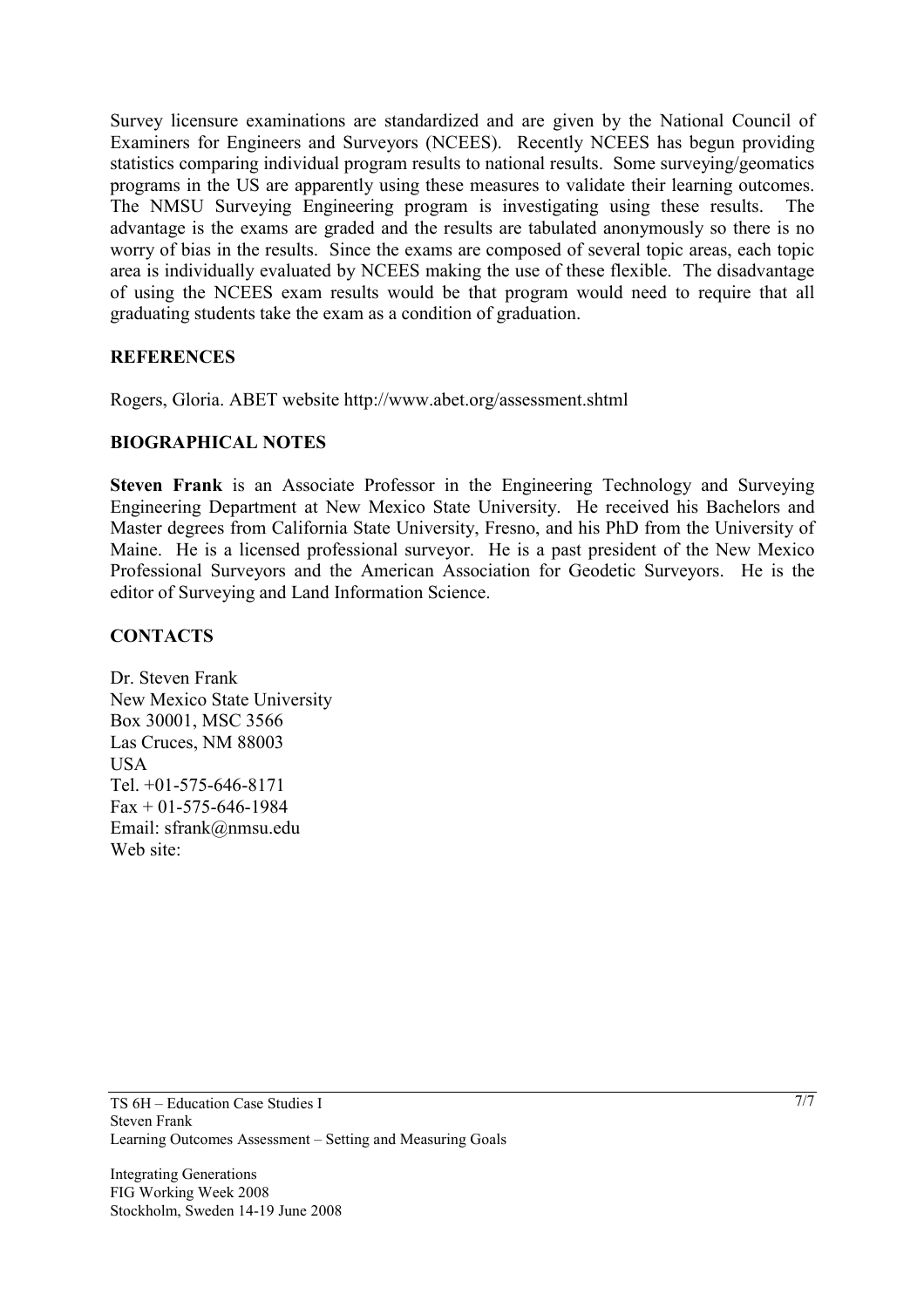Survey licensure examinations are standardized and are given by the National Council of Examiners for Engineers and Surveyors (NCEES). Recently NCEES has begun providing statistics comparing individual program results to national results. Some surveying/geomatics programs in the US are apparently using these measures to validate their learning outcomes. The NMSU Surveying Engineering program is investigating using these results. The advantage is the exams are graded and the results are tabulated anonymously so there is no worry of bias in the results. Since the exams are composed of several topic areas, each topic area is individually evaluated by NCEES making the use of these flexible. The disadvantage of using the NCEES exam results would be that program would need to require that all graduating students take the exam as a condition of graduation.

## REFERENCES

Rogers, Gloria. ABET website http://www.abet.org/assessment.shtml

## BIOGRAPHICAL NOTES

**Steven Frank** is an Associate Professor in the Engineering Technology and Surveying Engineering Department at New Mexico State University. He received his Bachelors and Master degrees from California State University, Fresno, and his PhD from the University of Maine. He is a licensed professional surveyor. He is a past president of the New Mexico Professional Surveyors and the American Association for Geodetic Surveyors. He is the editor of Surveying and Land Information Science.

## CONTACTS

Dr. Steven Frank
New Mexico State University
Box 30001, MSC 3566
Las Cruces, NM 88003
USA
Tel. +01-575-646-8171
Fax + 01-575-646-1984
Email: sfrank@nmsu.edu
Web site: